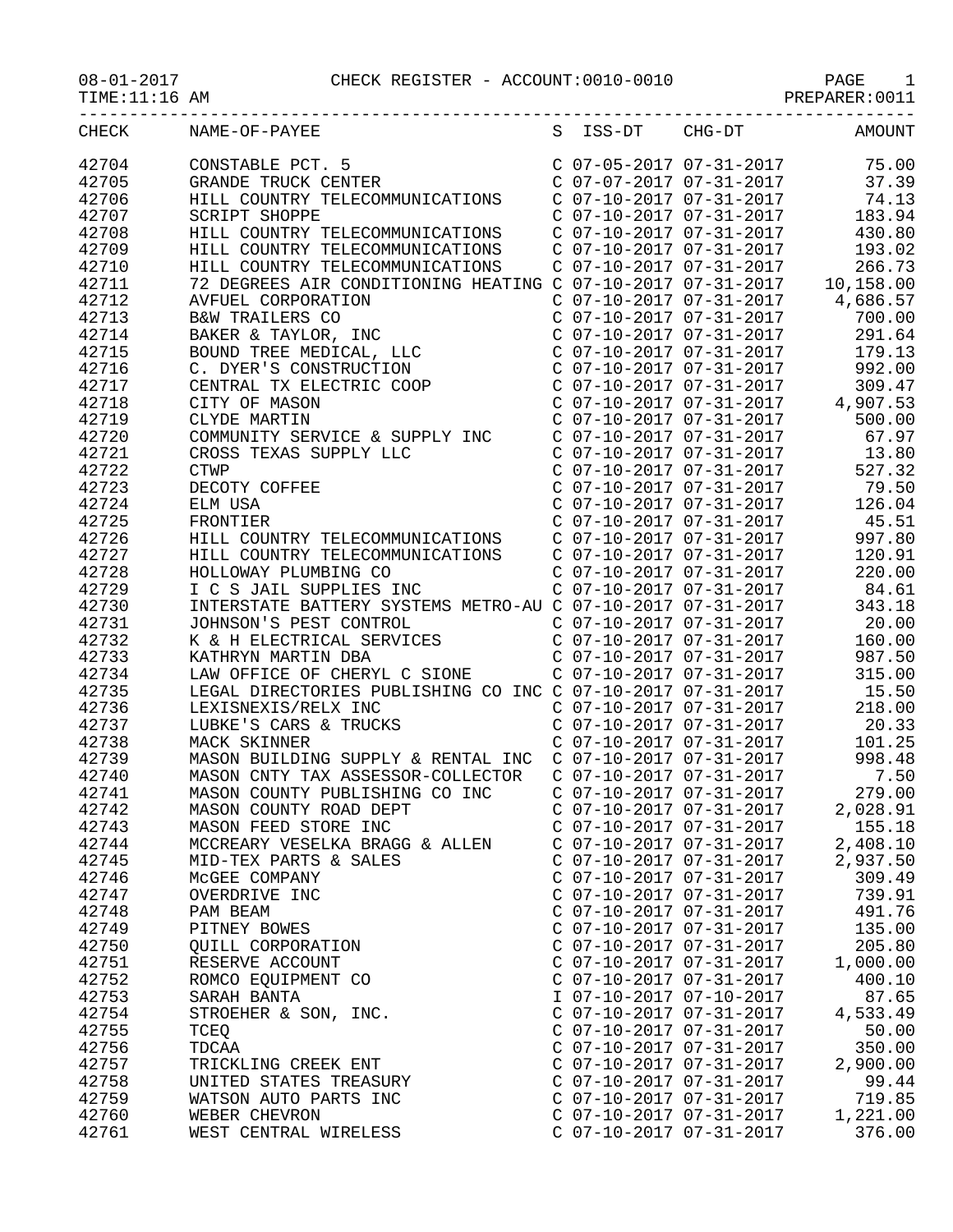08-01-2017 CHECK REGISTER - ACCOUNT:0010-0010

TIME:11:16 AM PREPARER:0011

| CHECK | NAME-OF-PAYEE | S | ISS-DT | CHG-DT | AMOUNT |
|---|---|---|---|---|---|
| 42704 | CONSTABLE PCT. 5 | C | 07-05-2017 | 07-31-2017 | 75.00 |
| 42705 | GRANDE TRUCK CENTER | C | 07-07-2017 | 07-31-2017 | 37.39 |
| 42706 | HILL COUNTRY TELECOMMUNICATIONS | C | 07-10-2017 | 07-31-2017 | 74.13 |
| 42707 | SCRIPT SHOPPE | C | 07-10-2017 | 07-31-2017 | 183.94 |
| 42708 | HILL COUNTRY TELECOMMUNICATIONS | C | 07-10-2017 | 07-31-2017 | 430.80 |
| 42709 | HILL COUNTRY TELECOMMUNICATIONS | C | 07-10-2017 | 07-31-2017 | 193.02 |
| 42710 | HILL COUNTRY TELECOMMUNICATIONS | C | 07-10-2017 | 07-31-2017 | 266.73 |
| 42711 | 72 DEGREES AIR CONDITIONING HEATING | C | 07-10-2017 | 07-31-2017 | 10,158.00 |
| 42712 | AVFUEL CORPORATION | C | 07-10-2017 | 07-31-2017 | 4,686.57 |
| 42713 | B&W TRAILERS CO | C | 07-10-2017 | 07-31-2017 | 700.00 |
| 42714 | BAKER & TAYLOR, INC | C | 07-10-2017 | 07-31-2017 | 291.64 |
| 42715 | BOUND TREE MEDICAL, LLC | C | 07-10-2017 | 07-31-2017 | 179.13 |
| 42716 | C. DYER'S CONSTRUCTION | C | 07-10-2017 | 07-31-2017 | 992.00 |
| 42717 | CENTRAL TX ELECTRIC COOP | C | 07-10-2017 | 07-31-2017 | 309.47 |
| 42718 | CITY OF MASON | C | 07-10-2017 | 07-31-2017 | 4,907.53 |
| 42719 | CLYDE MARTIN | C | 07-10-2017 | 07-31-2017 | 500.00 |
| 42720 | COMMUNITY SERVICE & SUPPLY INC | C | 07-10-2017 | 07-31-2017 | 67.97 |
| 42721 | CROSS TEXAS SUPPLY LLC | C | 07-10-2017 | 07-31-2017 | 13.80 |
| 42722 | CTWP | C | 07-10-2017 | 07-31-2017 | 527.32 |
| 42723 | DECOTY COFFEE | C | 07-10-2017 | 07-31-2017 | 79.50 |
| 42724 | ELM USA | C | 07-10-2017 | 07-31-2017 | 126.04 |
| 42725 | FRONTIER | C | 07-10-2017 | 07-31-2017 | 45.51 |
| 42726 | HILL COUNTRY TELECOMMUNICATIONS | C | 07-10-2017 | 07-31-2017 | 997.80 |
| 42727 | HILL COUNTRY TELECOMMUNICATIONS | C | 07-10-2017 | 07-31-2017 | 120.91 |
| 42728 | HOLLOWAY PLUMBING CO | C | 07-10-2017 | 07-31-2017 | 220.00 |
| 42729 | I C S JAIL SUPPLIES INC | C | 07-10-2017 | 07-31-2017 | 84.61 |
| 42730 | INTERSTATE BATTERY SYSTEMS METRO-AU | C | 07-10-2017 | 07-31-2017 | 343.18 |
| 42731 | JOHNSON'S PEST CONTROL | C | 07-10-2017 | 07-31-2017 | 20.00 |
| 42732 | K & H ELECTRICAL SERVICES | C | 07-10-2017 | 07-31-2017 | 160.00 |
| 42733 | KATHRYN MARTIN DBA | C | 07-10-2017 | 07-31-2017 | 987.50 |
| 42734 | LAW OFFICE OF CHERYL C SIONE | C | 07-10-2017 | 07-31-2017 | 315.00 |
| 42735 | LEGAL DIRECTORIES PUBLISHING CO INC | C | 07-10-2017 | 07-31-2017 | 15.50 |
| 42736 | LEXISNEXIS/RELX INC | C | 07-10-2017 | 07-31-2017 | 218.00 |
| 42737 | LUBKE'S CARS & TRUCKS | C | 07-10-2017 | 07-31-2017 | 20.33 |
| 42738 | MACK SKINNER | C | 07-10-2017 | 07-31-2017 | 101.25 |
| 42739 | MASON BUILDING SUPPLY & RENTAL INC | C | 07-10-2017 | 07-31-2017 | 998.48 |
| 42740 | MASON CNTY TAX ASSESSOR-COLLECTOR | C | 07-10-2017 | 07-31-2017 | 7.50 |
| 42741 | MASON COUNTY PUBLISHING CO INC | C | 07-10-2017 | 07-31-2017 | 279.00 |
| 42742 | MASON COUNTY ROAD DEPT | C | 07-10-2017 | 07-31-2017 | 2,028.91 |
| 42743 | MASON FEED STORE INC | C | 07-10-2017 | 07-31-2017 | 155.18 |
| 42744 | MCCREARY VESELKA BRAGG & ALLEN | C | 07-10-2017 | 07-31-2017 | 2,408.10 |
| 42745 | MID-TEX PARTS & SALES | C | 07-10-2017 | 07-31-2017 | 2,937.50 |
| 42746 | McGEE COMPANY | C | 07-10-2017 | 07-31-2017 | 309.49 |
| 42747 | OVERDRIVE INC | C | 07-10-2017 | 07-31-2017 | 739.91 |
| 42748 | PAM BEAM | C | 07-10-2017 | 07-31-2017 | 491.76 |
| 42749 | PITNEY BOWES | C | 07-10-2017 | 07-31-2017 | 135.00 |
| 42750 | QUILL CORPORATION | C | 07-10-2017 | 07-31-2017 | 205.80 |
| 42751 | RESERVE ACCOUNT | C | 07-10-2017 | 07-31-2017 | 1,000.00 |
| 42752 | ROMCO EQUIPMENT CO | C | 07-10-2017 | 07-31-2017 | 400.10 |
| 42753 | SARAH BANTA | I | 07-10-2017 | 07-10-2017 | 87.65 |
| 42754 | STROEHER & SON, INC. | C | 07-10-2017 | 07-31-2017 | 4,533.49 |
| 42755 | TCEQ | C | 07-10-2017 | 07-31-2017 | 50.00 |
| 42756 | TDCAA | C | 07-10-2017 | 07-31-2017 | 350.00 |
| 42757 | TRICKLING CREEK ENT | C | 07-10-2017 | 07-31-2017 | 2,900.00 |
| 42758 | UNITED STATES TREASURY | C | 07-10-2017 | 07-31-2017 | 99.44 |
| 42759 | WATSON AUTO PARTS INC | C | 07-10-2017 | 07-31-2017 | 719.85 |
| 42760 | WEBER CHEVRON | C | 07-10-2017 | 07-31-2017 | 1,221.00 |
| 42761 | WEST CENTRAL WIRELESS | C | 07-10-2017 | 07-31-2017 | 376.00 |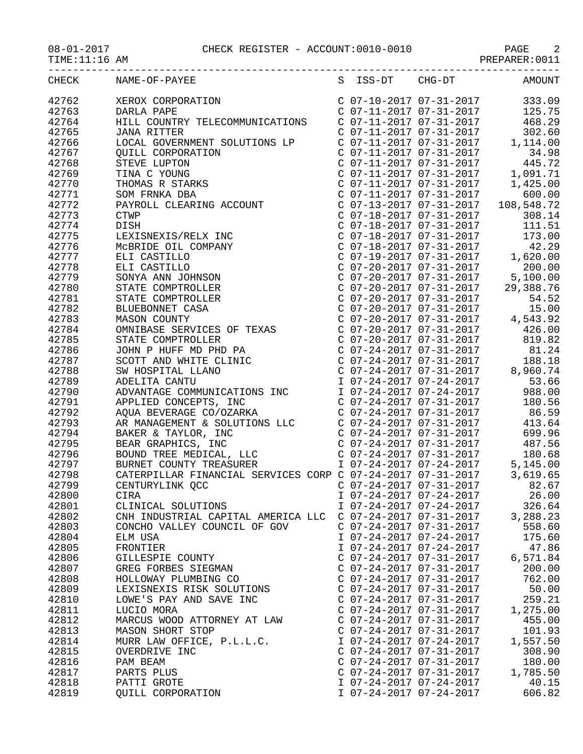CHECK REGISTER - ACCOUNT:0010-0010

08-01-2017
TIME:11:16 AM
PREPARER:0011

| CHECK | NAME-OF-PAYEE | S | ISS-DT | CHG-DT | AMOUNT |
|---|---|---|---|---|---|
| 42762 | XEROX CORPORATION | C | 07-10-2017 | 07-31-2017 | 333.09 |
| 42763 | DARLA PAPE | C | 07-11-2017 | 07-31-2017 | 125.75 |
| 42764 | HILL COUNTRY TELECOMMUNICATIONS | C | 07-11-2017 | 07-31-2017 | 468.29 |
| 42765 | JANA RITTER | C | 07-11-2017 | 07-31-2017 | 302.60 |
| 42766 | LOCAL GOVERNMENT SOLUTIONS LP | C | 07-11-2017 | 07-31-2017 | 1,114.00 |
| 42767 | QUILL CORPORATION | C | 07-11-2017 | 07-31-2017 | 34.98 |
| 42768 | STEVE LUPTON | C | 07-11-2017 | 07-31-2017 | 445.72 |
| 42769 | TINA C YOUNG | C | 07-11-2017 | 07-31-2017 | 1,091.71 |
| 42770 | THOMAS R STARKS | C | 07-11-2017 | 07-31-2017 | 1,425.00 |
| 42771 | SOM FRNKA DBA | C | 07-11-2017 | 07-31-2017 | 600.00 |
| 42772 | PAYROLL CLEARING ACCOUNT | C | 07-13-2017 | 07-31-2017 | 108,548.72 |
| 42773 | CTWP | C | 07-18-2017 | 07-31-2017 | 308.14 |
| 42774 | DISH | C | 07-18-2017 | 07-31-2017 | 111.51 |
| 42775 | LEXISNEXIS/RELX INC | C | 07-18-2017 | 07-31-2017 | 173.00 |
| 42776 | McBRIDE OIL COMPANY | C | 07-18-2017 | 07-31-2017 | 42.29 |
| 42777 | ELI CASTILLO | C | 07-19-2017 | 07-31-2017 | 1,620.00 |
| 42778 | ELI CASTILLO | C | 07-20-2017 | 07-31-2017 | 200.00 |
| 42779 | SONYA ANN JOHNSON | C | 07-20-2017 | 07-31-2017 | 5,100.00 |
| 42780 | STATE COMPTROLLER | C | 07-20-2017 | 07-31-2017 | 29,388.76 |
| 42781 | STATE COMPTROLLER | C | 07-20-2017 | 07-31-2017 | 54.52 |
| 42782 | BLUEBONNET CASA | C | 07-20-2017 | 07-31-2017 | 15.00 |
| 42783 | MASON COUNTY | C | 07-20-2017 | 07-31-2017 | 4,543.92 |
| 42784 | OMNIBASE SERVICES OF TEXAS | C | 07-20-2017 | 07-31-2017 | 426.00 |
| 42785 | STATE COMPTROLLER | C | 07-20-2017 | 07-31-2017 | 819.82 |
| 42786 | JOHN P HUFF MD PHD PA | C | 07-24-2017 | 07-31-2017 | 81.24 |
| 42787 | SCOTT AND WHITE CLINIC | C | 07-24-2017 | 07-31-2017 | 188.18 |
| 42788 | SW HOSPITAL LLANO | C | 07-24-2017 | 07-31-2017 | 8,960.74 |
| 42789 | ADELITA CANTU | I | 07-24-2017 | 07-24-2017 | 53.66 |
| 42790 | ADVANTAGE COMMUNICATIONS INC | I | 07-24-2017 | 07-24-2017 | 988.00 |
| 42791 | APPLIED CONCEPTS, INC | C | 07-24-2017 | 07-31-2017 | 180.56 |
| 42792 | AQUA BEVERAGE CO/OZARKA | C | 07-24-2017 | 07-31-2017 | 86.59 |
| 42793 | AR MANAGEMENT & SOLUTIONS LLC | C | 07-24-2017 | 07-31-2017 | 413.64 |
| 42794 | BAKER & TAYLOR, INC | C | 07-24-2017 | 07-31-2017 | 699.96 |
| 42795 | BEAR GRAPHICS, INC | C | 07-24-2017 | 07-31-2017 | 487.56 |
| 42796 | BOUND TREE MEDICAL, LLC | C | 07-24-2017 | 07-31-2017 | 180.68 |
| 42797 | BURNET COUNTY TREASURER | I | 07-24-2017 | 07-24-2017 | 5,145.00 |
| 42798 | CATERPILLAR FINANCIAL SERVICES CORP | C | 07-24-2017 | 07-31-2017 | 3,619.65 |
| 42799 | CENTURYLINK QCC | C | 07-24-2017 | 07-31-2017 | 82.67 |
| 42800 | CIRA | I | 07-24-2017 | 07-24-2017 | 26.00 |
| 42801 | CLINICAL SOLUTIONS | I | 07-24-2017 | 07-24-2017 | 326.64 |
| 42802 | CNH INDUSTRIAL CAPITAL AMERICA LLC | C | 07-24-2017 | 07-31-2017 | 3,288.23 |
| 42803 | CONCHO VALLEY COUNCIL OF GOV | C | 07-24-2017 | 07-31-2017 | 558.60 |
| 42804 | ELM USA | I | 07-24-2017 | 07-24-2017 | 175.60 |
| 42805 | FRONTIER | I | 07-24-2017 | 07-24-2017 | 47.86 |
| 42806 | GILLESPIE COUNTY | C | 07-24-2017 | 07-31-2017 | 6,571.84 |
| 42807 | GREG FORBES SIEGMAN | C | 07-24-2017 | 07-31-2017 | 200.00 |
| 42808 | HOLLOWAY PLUMBING CO | C | 07-24-2017 | 07-31-2017 | 762.00 |
| 42809 | LEXISNEXIS RISK SOLUTIONS | C | 07-24-2017 | 07-31-2017 | 50.00 |
| 42810 | LOWE'S PAY AND SAVE INC | C | 07-24-2017 | 07-31-2017 | 259.21 |
| 42811 | LUCIO MORA | C | 07-24-2017 | 07-31-2017 | 1,275.00 |
| 42812 | MARCUS WOOD ATTORNEY AT LAW | C | 07-24-2017 | 07-31-2017 | 455.00 |
| 42813 | MASON SHORT STOP | C | 07-24-2017 | 07-31-2017 | 101.93 |
| 42814 | MURR LAW OFFICE, P.L.L.C. | I | 07-24-2017 | 07-24-2017 | 1,557.50 |
| 42815 | OVERDRIVE INC | C | 07-24-2017 | 07-31-2017 | 308.90 |
| 42816 | PAM BEAM | C | 07-24-2017 | 07-31-2017 | 180.00 |
| 42817 | PARTS PLUS | C | 07-24-2017 | 07-31-2017 | 1,785.50 |
| 42818 | PATTI GROTE | I | 07-24-2017 | 07-24-2017 | 40.15 |
| 42819 | QUILL CORPORATION | I | 07-24-2017 | 07-24-2017 | 606.82 |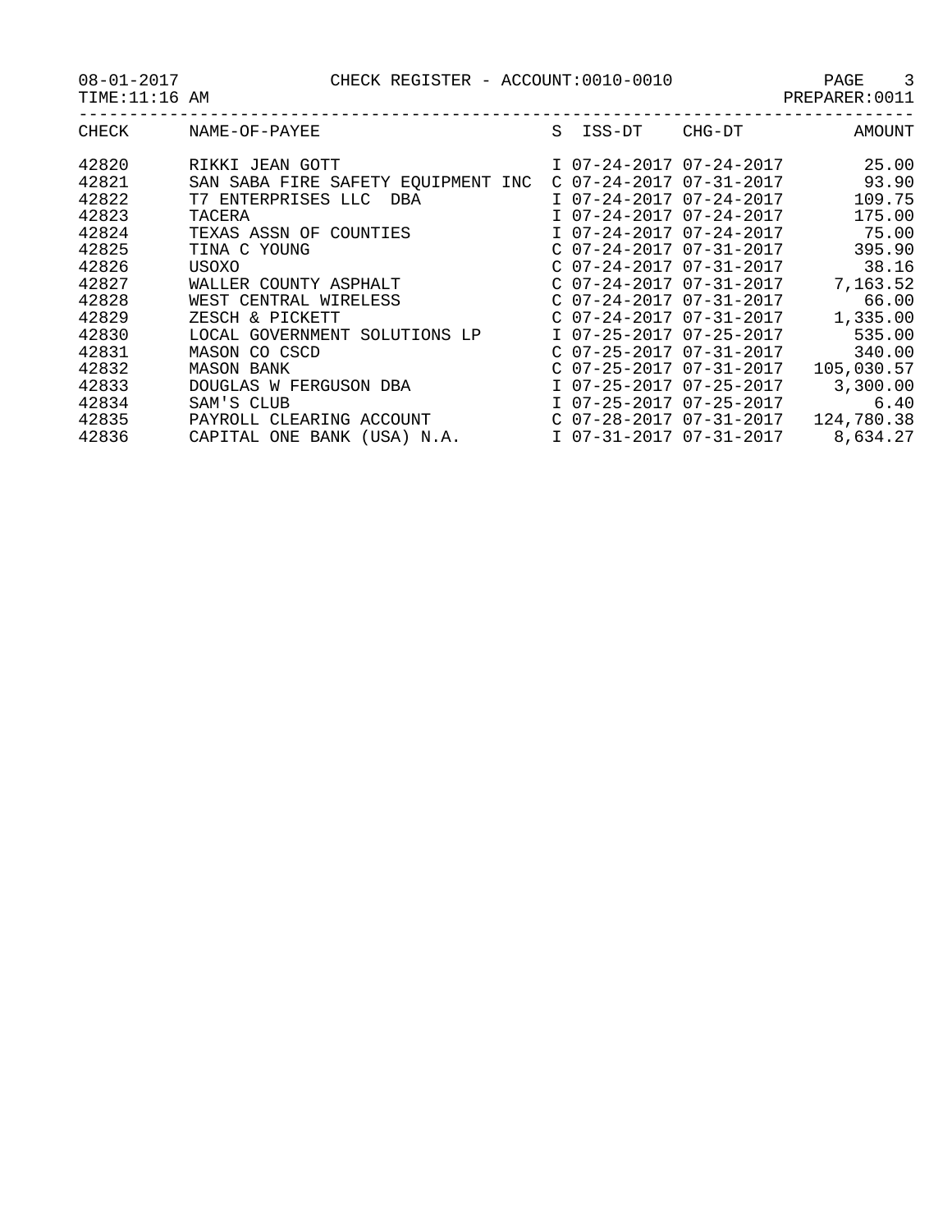08-01-2017 CHECK REGISTER - ACCOUNT:0010-0010
TIME:11:16 AM PREPARER:0011

| CHECK | NAME-OF-PAYEE | S | ISS-DT | CHG-DT | AMOUNT |
|---|---|---|---|---|---|
| 42820 | RIKKI JEAN GOTT | I | 07-24-2017 | 07-24-2017 | 25.00 |
| 42821 | SAN SABA FIRE SAFETY EQUIPMENT INC | C | 07-24-2017 | 07-31-2017 | 93.90 |
| 42822 | T7 ENTERPRISES LLC DBA | I | 07-24-2017 | 07-24-2017 | 109.75 |
| 42823 | TACERA | I | 07-24-2017 | 07-24-2017 | 175.00 |
| 42824 | TEXAS ASSN OF COUNTIES | I | 07-24-2017 | 07-24-2017 | 75.00 |
| 42825 | TINA C YOUNG | C | 07-24-2017 | 07-31-2017 | 395.90 |
| 42826 | USOXO | C | 07-24-2017 | 07-31-2017 | 38.16 |
| 42827 | WALLER COUNTY ASPHALT | C | 07-24-2017 | 07-31-2017 | 7,163.52 |
| 42828 | WEST CENTRAL WIRELESS | C | 07-24-2017 | 07-31-2017 | 66.00 |
| 42829 | ZESCH & PICKETT | C | 07-24-2017 | 07-31-2017 | 1,335.00 |
| 42830 | LOCAL GOVERNMENT SOLUTIONS LP | I | 07-25-2017 | 07-25-2017 | 535.00 |
| 42831 | MASON CO CSCD | C | 07-25-2017 | 07-31-2017 | 340.00 |
| 42832 | MASON BANK | C | 07-25-2017 | 07-31-2017 | 105,030.57 |
| 42833 | DOUGLAS W FERGUSON DBA | I | 07-25-2017 | 07-25-2017 | 3,300.00 |
| 42834 | SAM'S CLUB | I | 07-25-2017 | 07-25-2017 | 6.40 |
| 42835 | PAYROLL CLEARING ACCOUNT | C | 07-28-2017 | 07-31-2017 | 124,780.38 |
| 42836 | CAPITAL ONE BANK (USA) N.A. | I | 07-31-2017 | 07-31-2017 | 8,634.27 |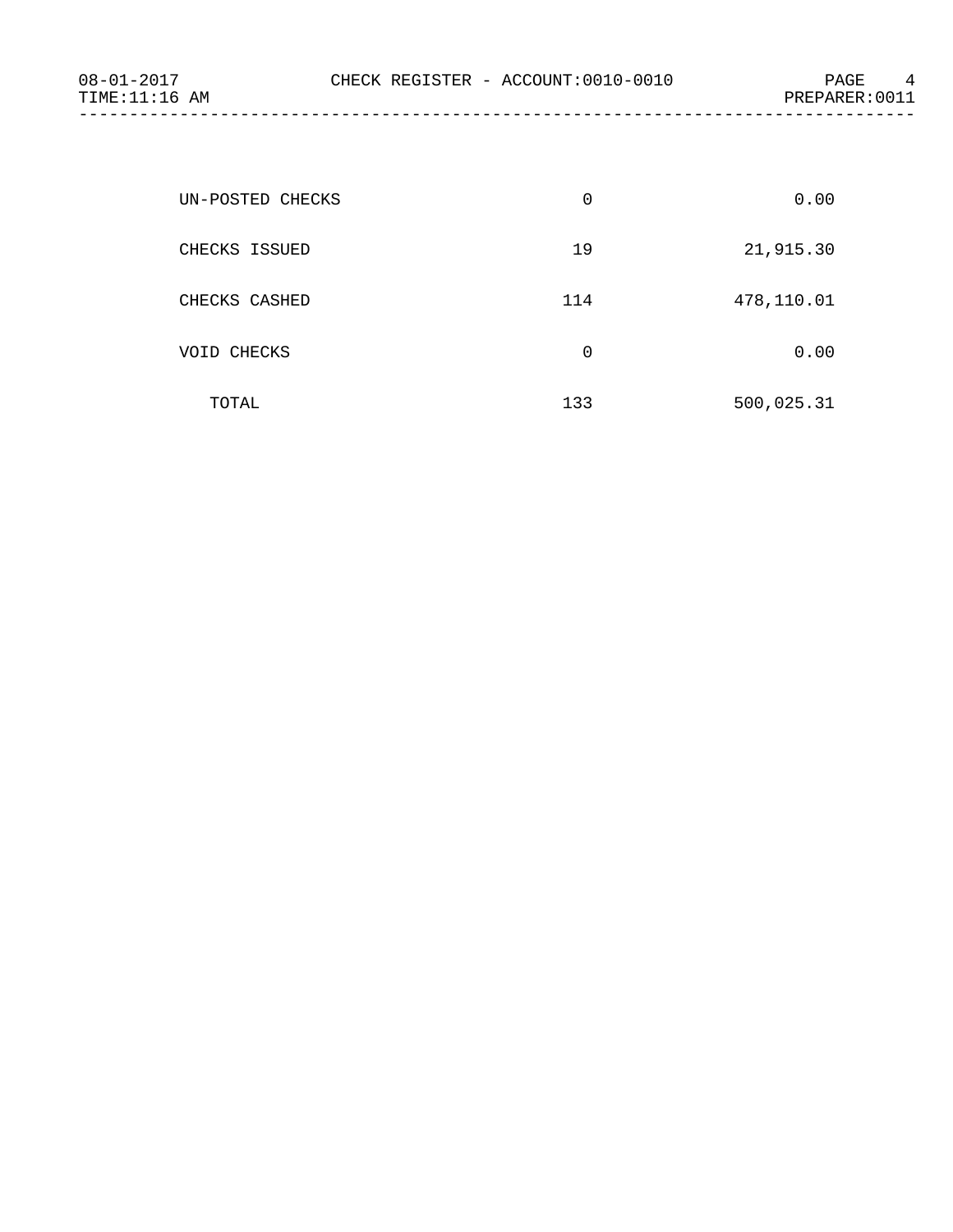| | | |
|---|---|---|
| UN-POSTED CHECKS | 0 | 0.00 |
| CHECKS ISSUED | 19 | 21,915.30 |
| CHECKS CASHED | 114 | 478,110.01 |
| VOID CHECKS | 0 | 0.00 |
| TOTAL | 133 | 500,025.31 |